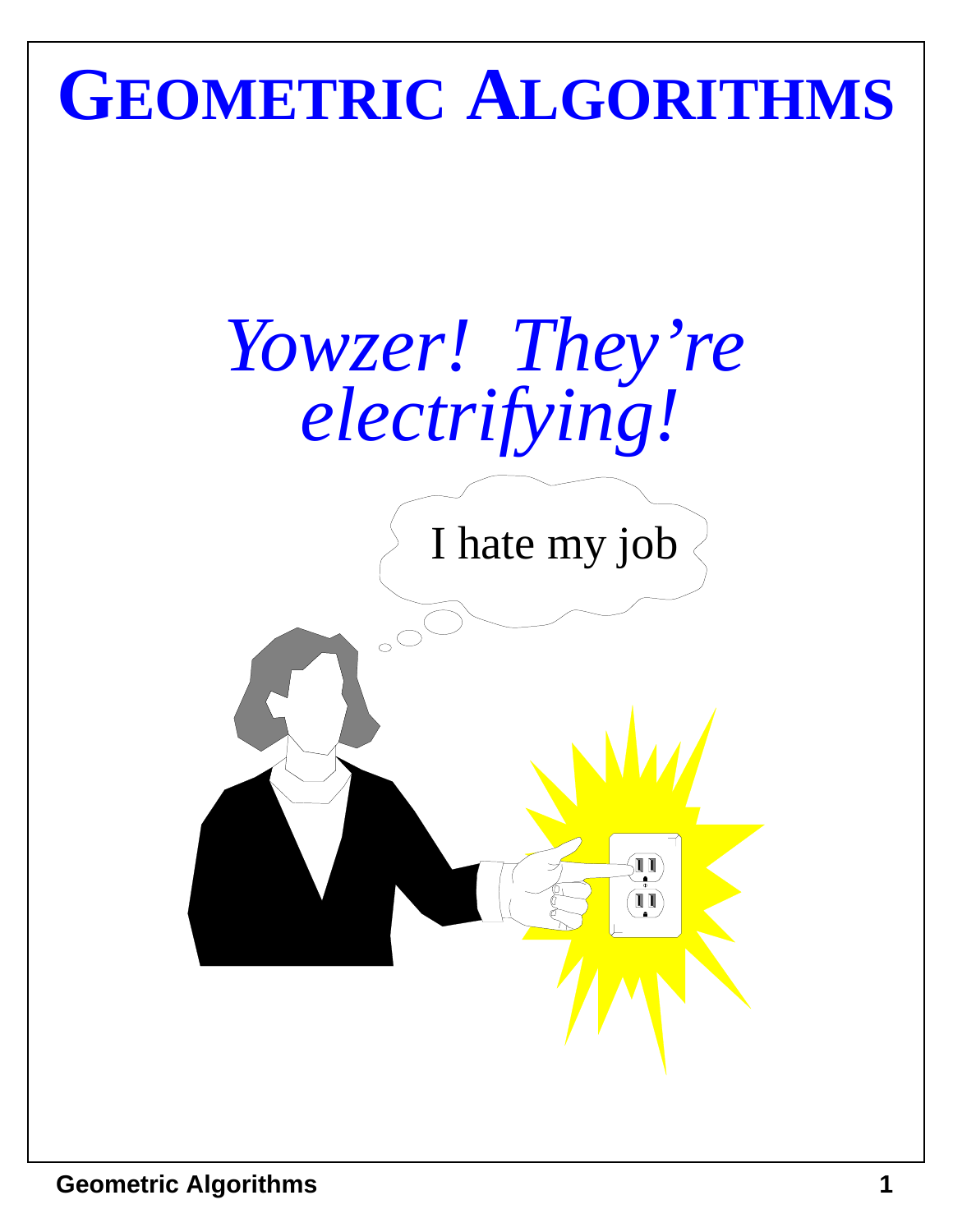# GEOMETRIC ALGORITHMS

*Yowzer! They're electrifying!*

I hate my job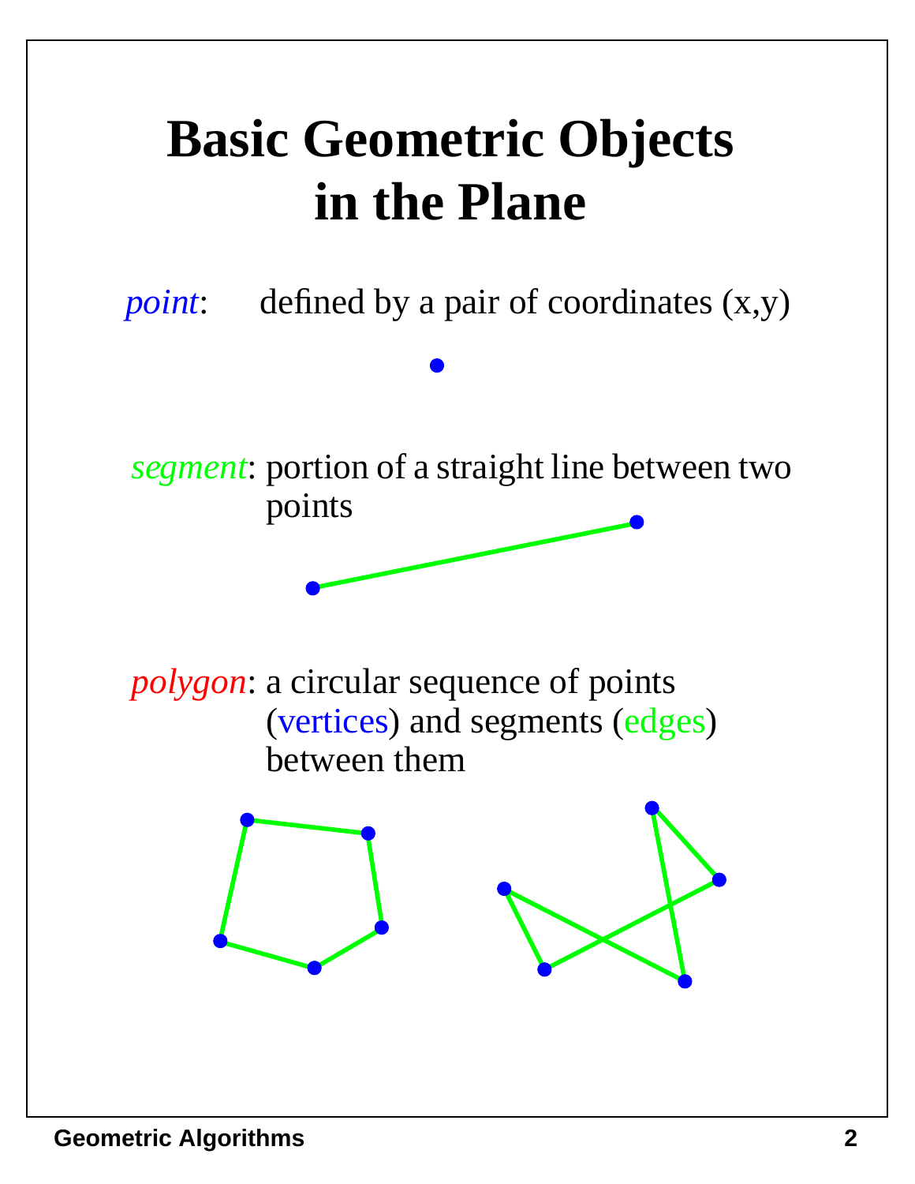# Basic Geometric Objects in the Plane

*point*: defined by a pair of coordinates (x,y)

*segment*: portion of a straight line between two points

*polygon*: a circular sequence of points (vertices) and segments (edges) between them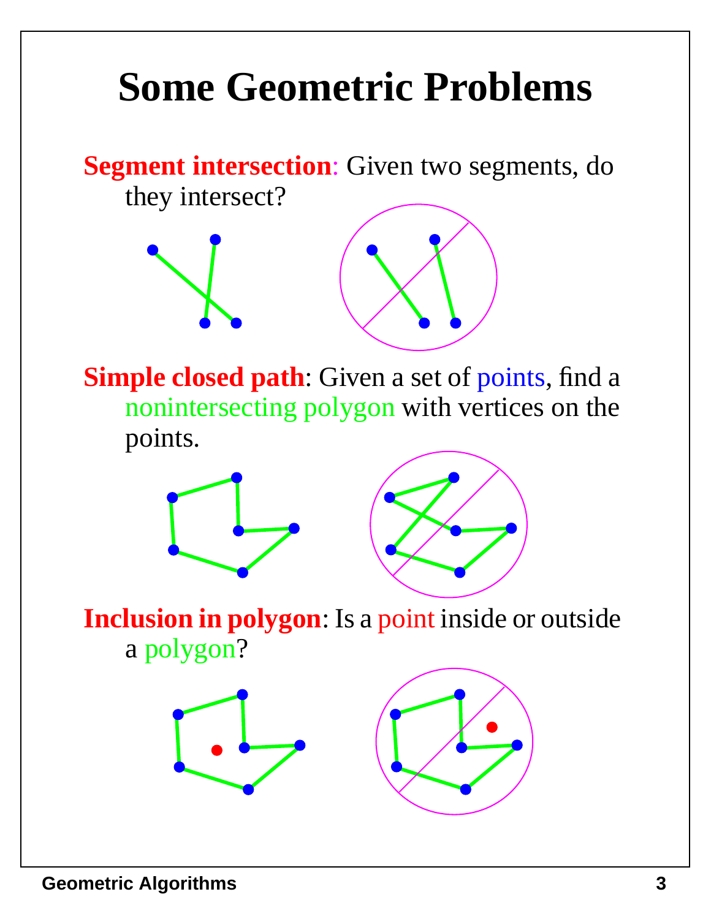# Some Geometric Problems

**Segment intersection**: Given two segments, do they intersect?

**Simple closed path**: Given a set of points, find a nonintersecting polygon with vertices on the points.

**Inclusion in polygon**: Is a point inside or outside a polygon?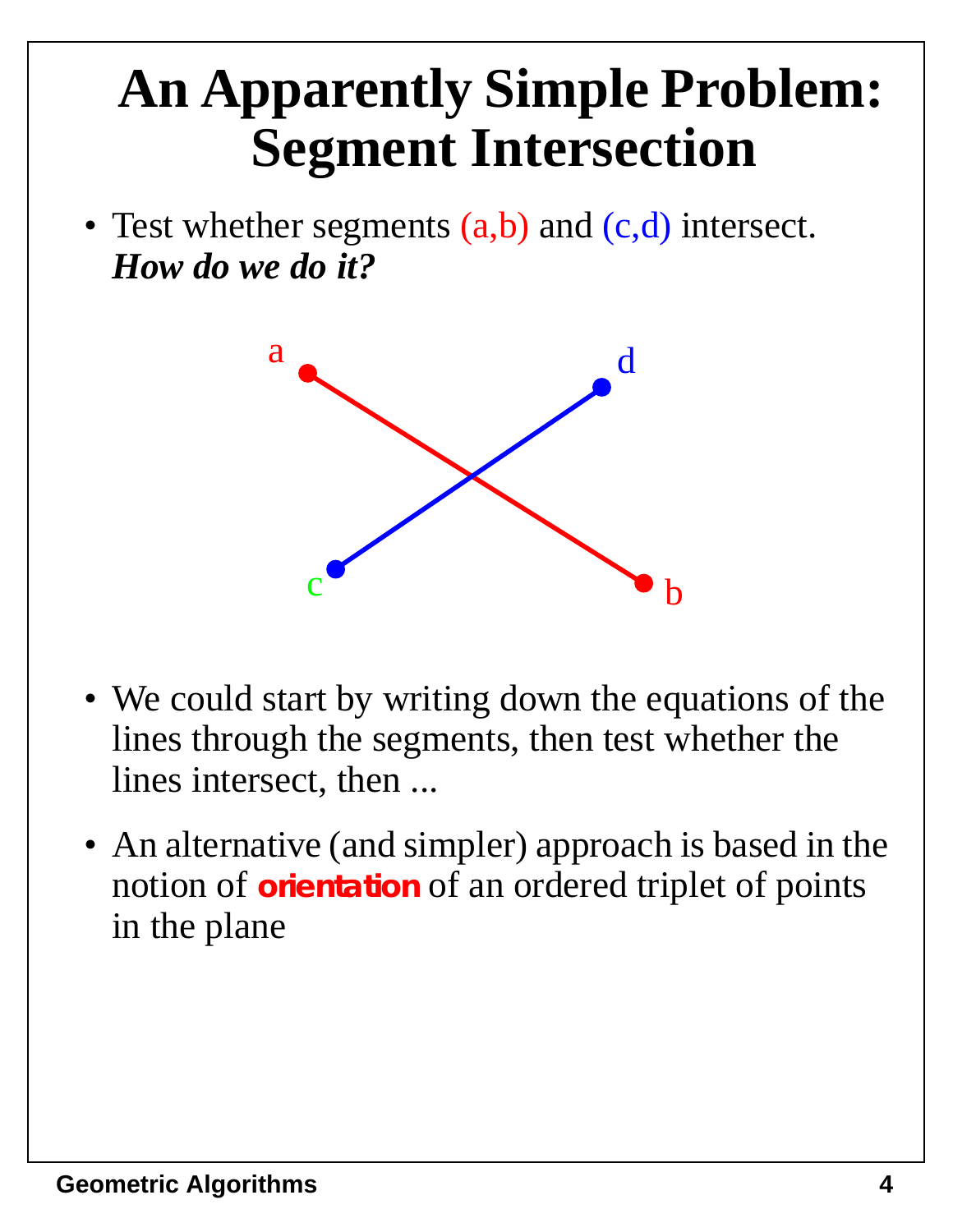# An Apparently Simple Problem: Segment Intersection

- Test whether segments (a,b) and (c,d) intersect. ***How do we do it?***

- We could start by writing down the equations of the lines through the segments, then test whether the lines intersect, then ...

- An alternative (and simpler) approach is based in the notion of **orientation** of an ordered triplet of points in the plane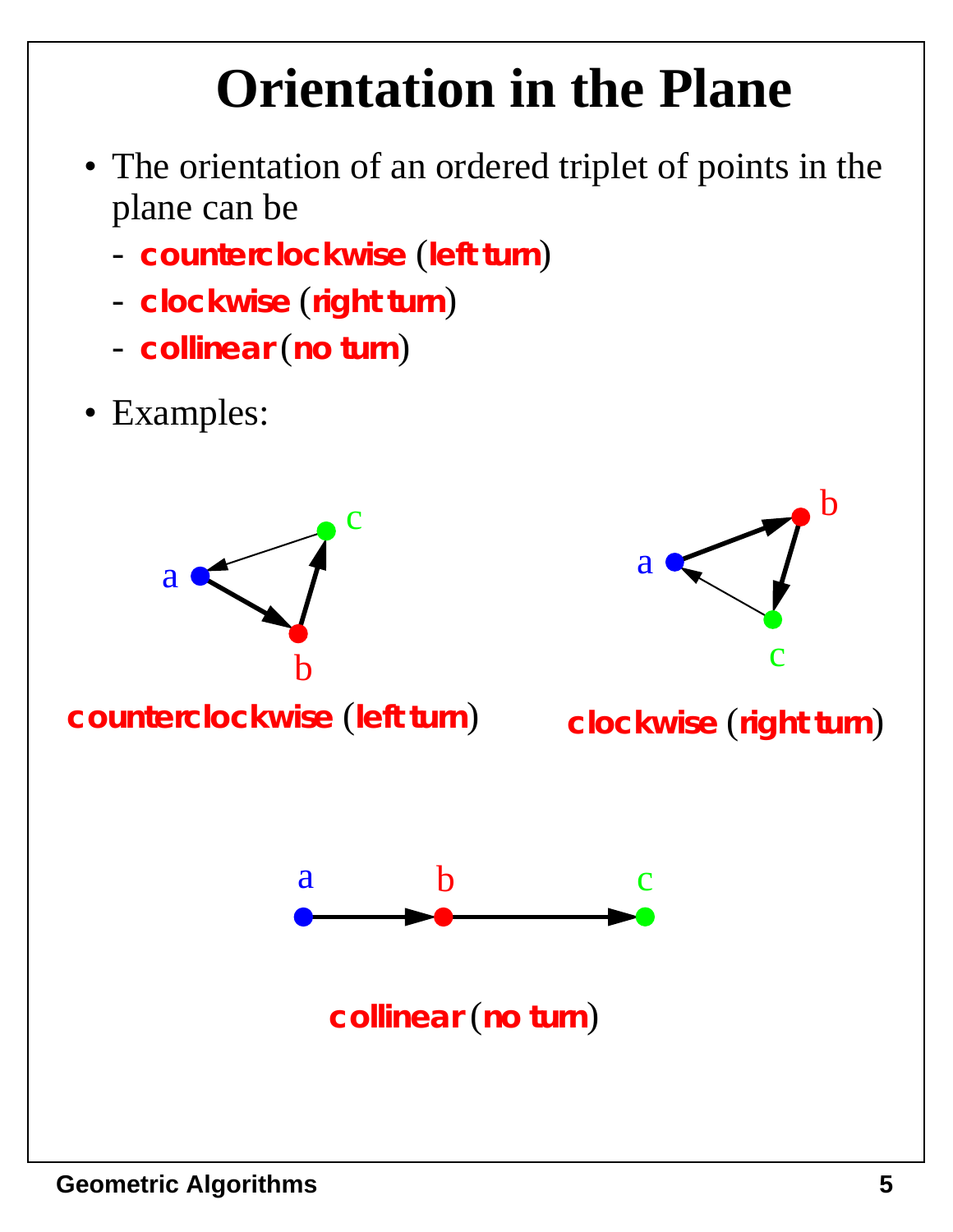# Orientation in the Plane

- The orientation of an ordered triplet of points in the plane can be
  - **counterclockwise** (**left turn**)
  - **clockwise** (**right turn**)
  - **collinear** (**no turn**)
- Examples:

a b c

**counterclockwise** (**left turn**)

a b c

**clockwise** (**right turn**)

a b c

**collinear** (**no turn**)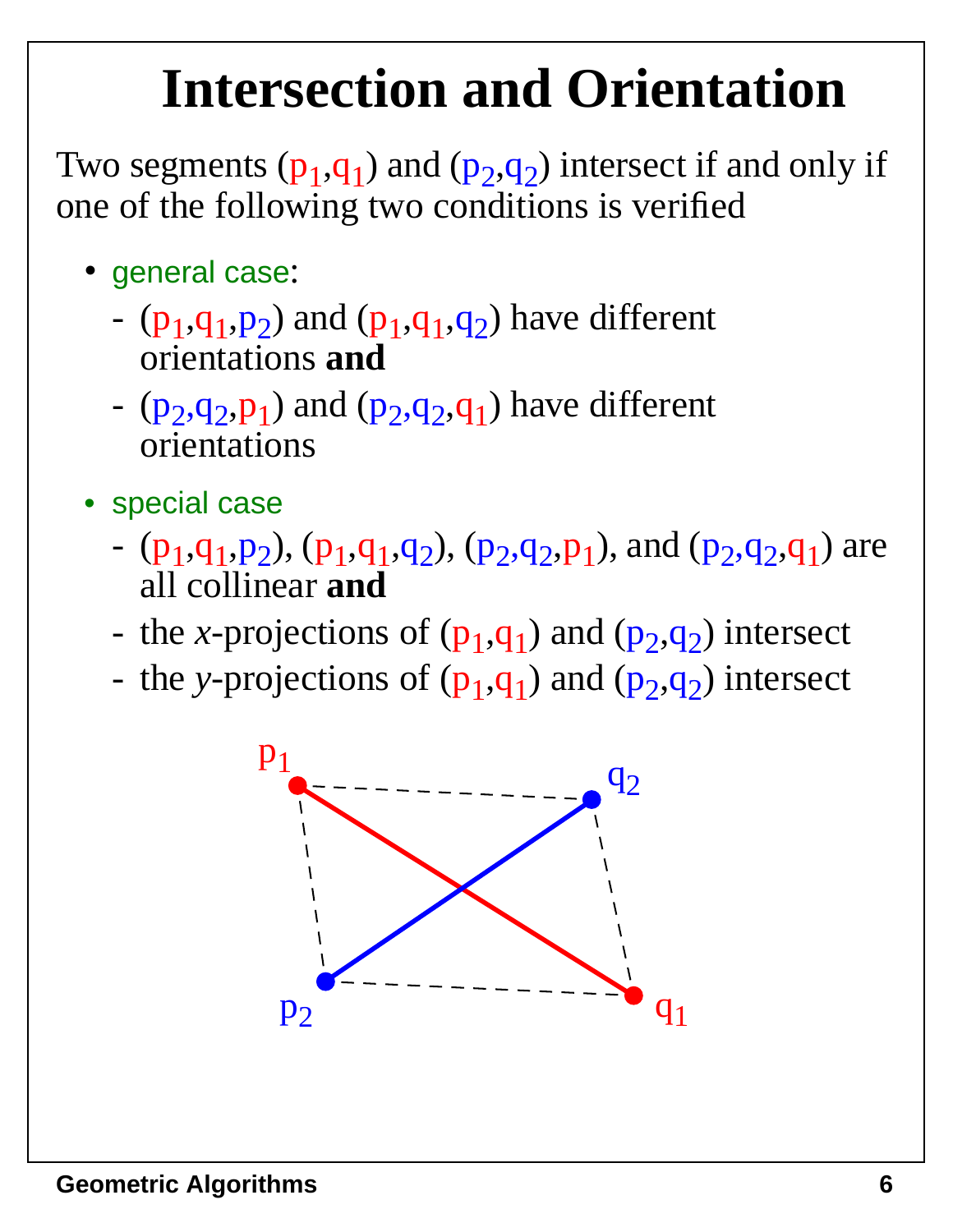# Intersection and Orientation

Two segments ($p_1$,$q_1$) and ($p_2$,$q_2$) intersect if and only if one of the following two conditions is verified

- general case:
  - ($p_1$,$q_1$,$p_2$) and ($p_1$,$q_1$,$q_2$) have different orientations **and**
  - ($p_2$,$q_2$,$p_1$) and ($p_2$,$q_2$,$q_1$) have different orientations
- special case
  - ($p_1$,$q_1$,$p_2$), ($p_1$,$q_1$,$q_2$), ($p_2$,$q_2$,$p_1$), and ($p_2$,$q_2$,$q_1$) are all collinear **and**
  - the *x*-projections of ($p_1$,$q_1$) and ($p_2$,$q_2$) intersect
  - the *y*-projections of ($p_1$,$q_1$) and ($p_2$,$q_2$) intersect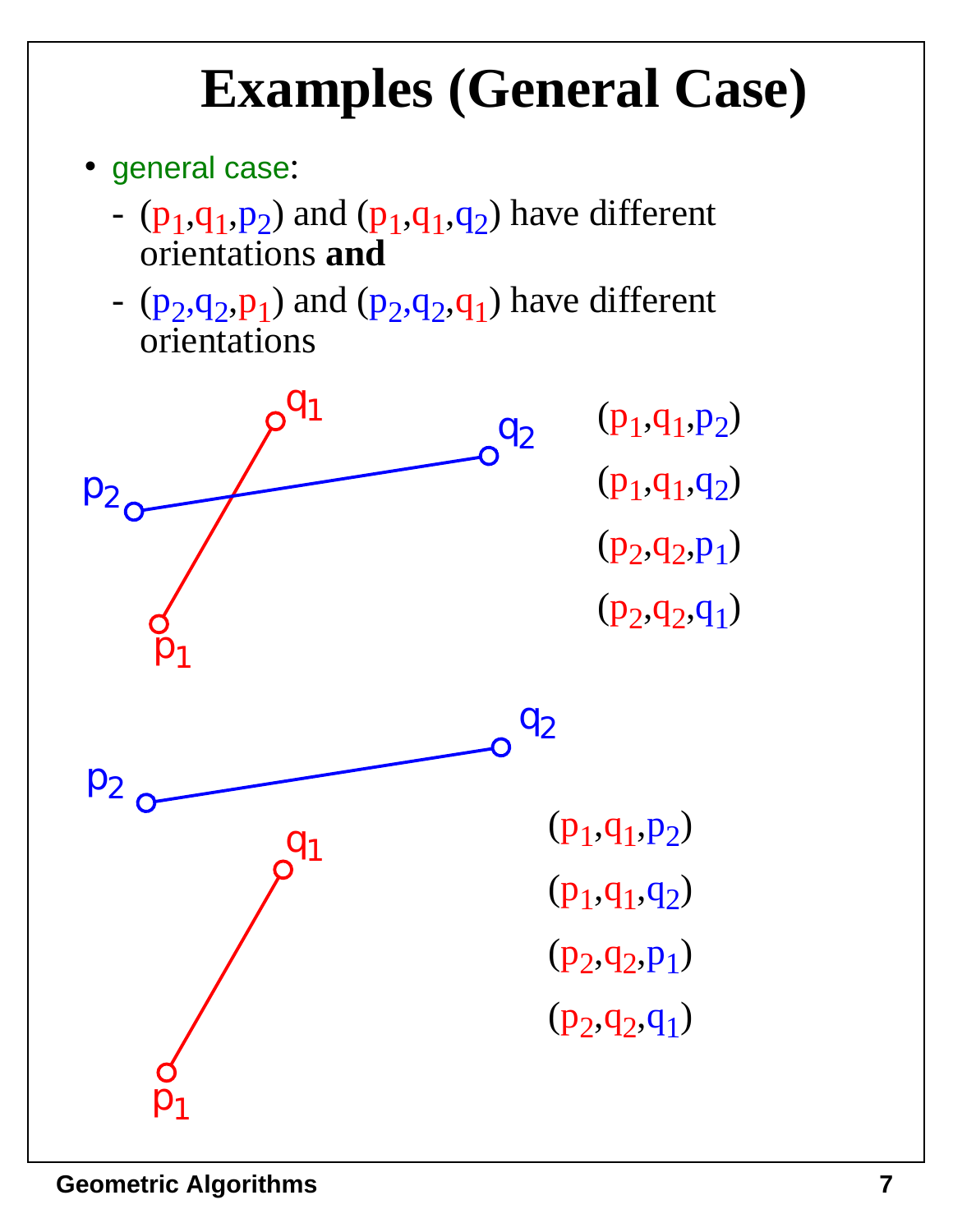# Examples (General Case)

- general case:
  - $(p_1,q_1,p_2)$ and $(p_1,q_1,q_2)$ have different orientations **and**
  - $(p_2,q_2,p_1)$ and $(p_2,q_2,q_1)$ have different orientations

$(p_1,q_1,p_2)$

$(p_1,q_1,q_2)$

$(p_2,q_2,p_1)$

$(p_2,q_2,q_1)$

$(p_1,q_1,p_2)$

$(p_1,q_1,q_2)$

$(p_2,q_2,p_1)$

$(p_2,q_2,q_1)$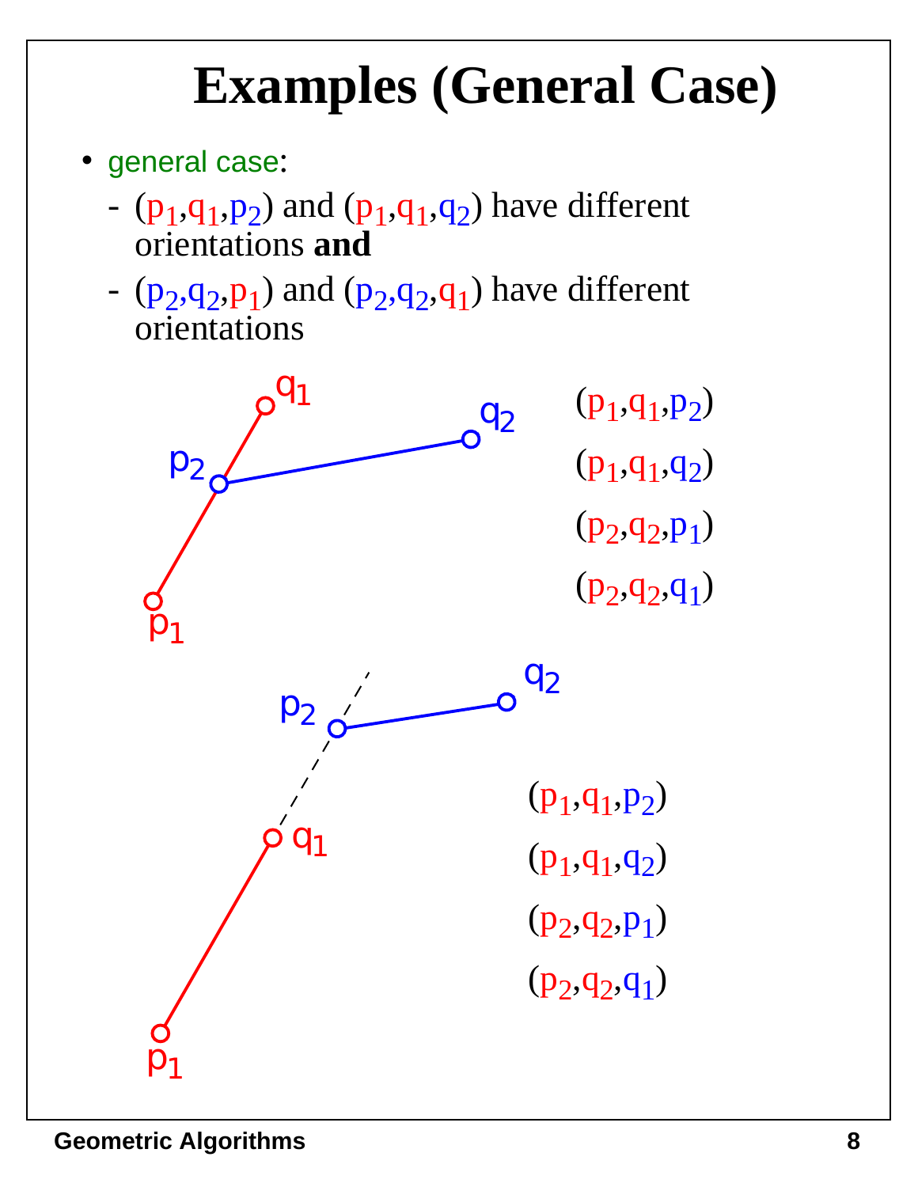# Examples (General Case)

- general case:
  - $(p_1,q_1,p_2)$ and $(p_1,q_1,q_2)$ have different orientations **and**
  - $(p_2,q_2,p_1)$ and $(p_2,q_2,q_1)$ have different orientations

$(p_1,q_1,p_2)$

$(p_1,q_1,q_2)$

$(p_2,q_2,p_1)$

$(p_2,q_2,q_1)$

$(p_1,q_1,p_2)$

$(p_1,q_1,q_2)$

$(p_2,q_2,p_1)$

$(p_2,q_2,q_1)$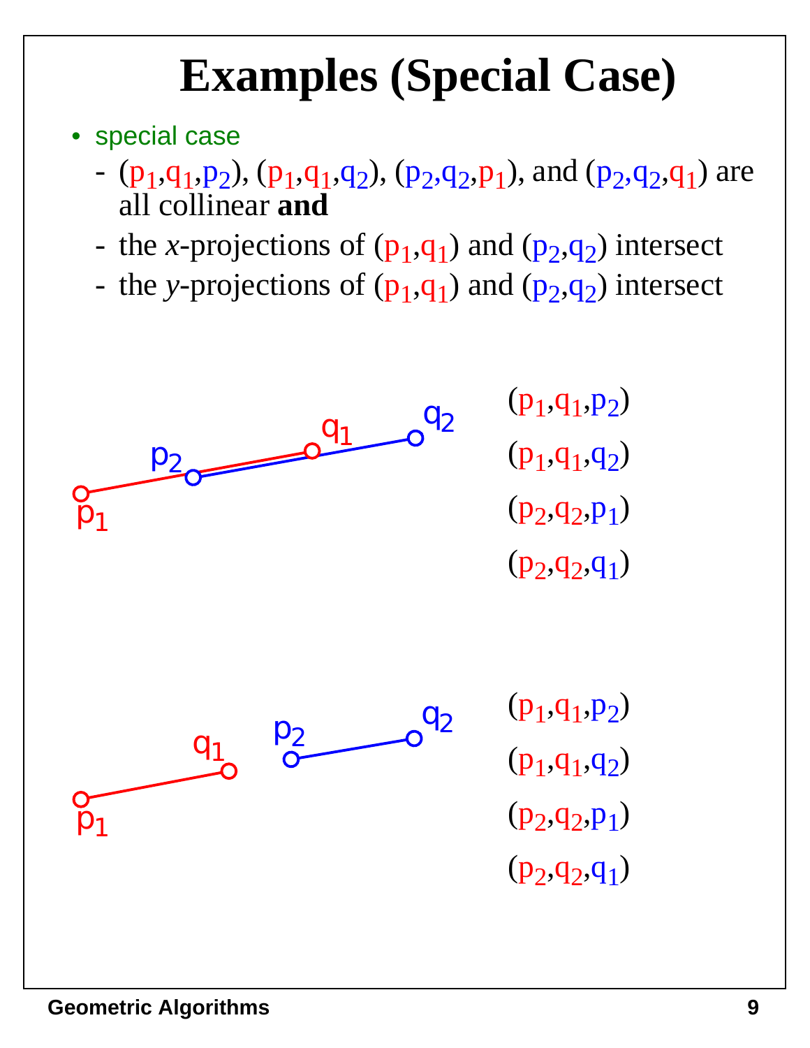# Examples (Special Case)

- special case
  - $(p_1,q_1,p_2)$, $(p_1,q_1,q_2)$, $(p_2,q_2,p_1)$, and $(p_2,q_2,q_1)$ are all collinear **and**
  - the *x*-projections of $(p_1,q_1)$ and $(p_2,q_2)$ intersect
  - the *y*-projections of $(p_1,q_1)$ and $(p_2,q_2)$ intersect

$(p_1,q_1,p_2)$

$(p_1,q_1,q_2)$

$(p_2,q_2,p_1)$

$(p_2,q_2,q_1)$

$(p_1,q_1,p_2)$

$(p_1,q_1,q_2)$

$(p_2,q_2,p_1)$

$(p_2,q_2,q_1)$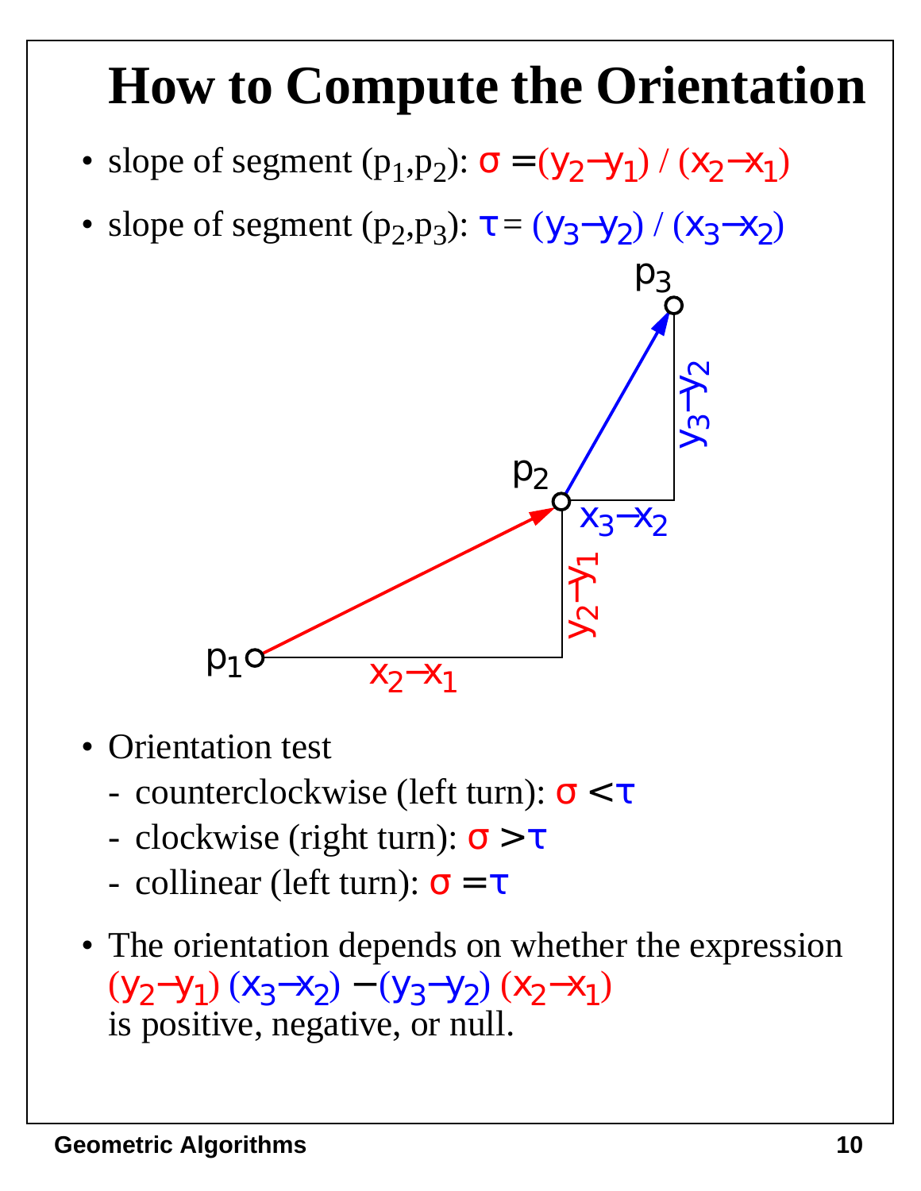# How to Compute the Orientation

- slope of segment $(p_1,p_2)$: $\sigma = (y_2 - y_1) / (x_2 - x_1)$
- slope of segment $(p_2,p_3)$: $\tau = (y_3 - y_2) / (x_3 - x_2)$

- Orientation test
  - counterclockwise (left turn): $\sigma < \tau$
  - clockwise (right turn): $\sigma > \tau$
  - collinear (left turn): $\sigma = \tau$

- The orientation depends on whether the expression
  $(y_2 - y_1)(x_3 - x_2) - (y_3 - y_2)(x_2 - x_1)$
  is positive, negative, or null.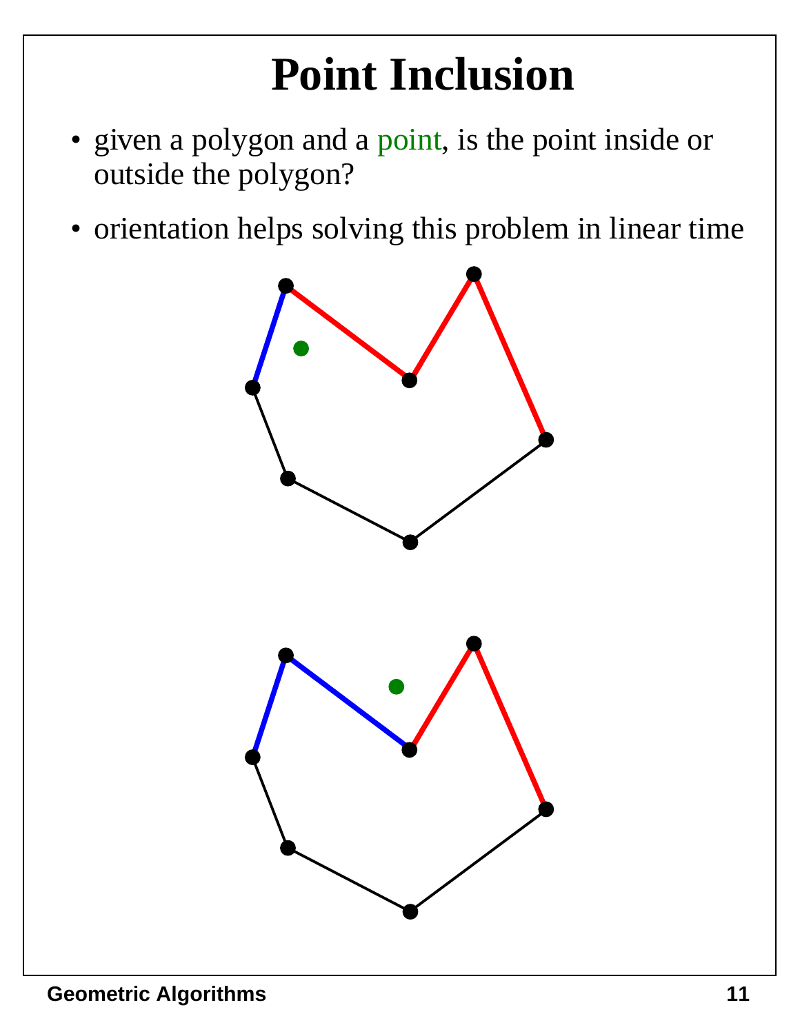# Point Inclusion

- given a polygon and a point, is the point inside or outside the polygon?
- orientation helps solving this problem in linear time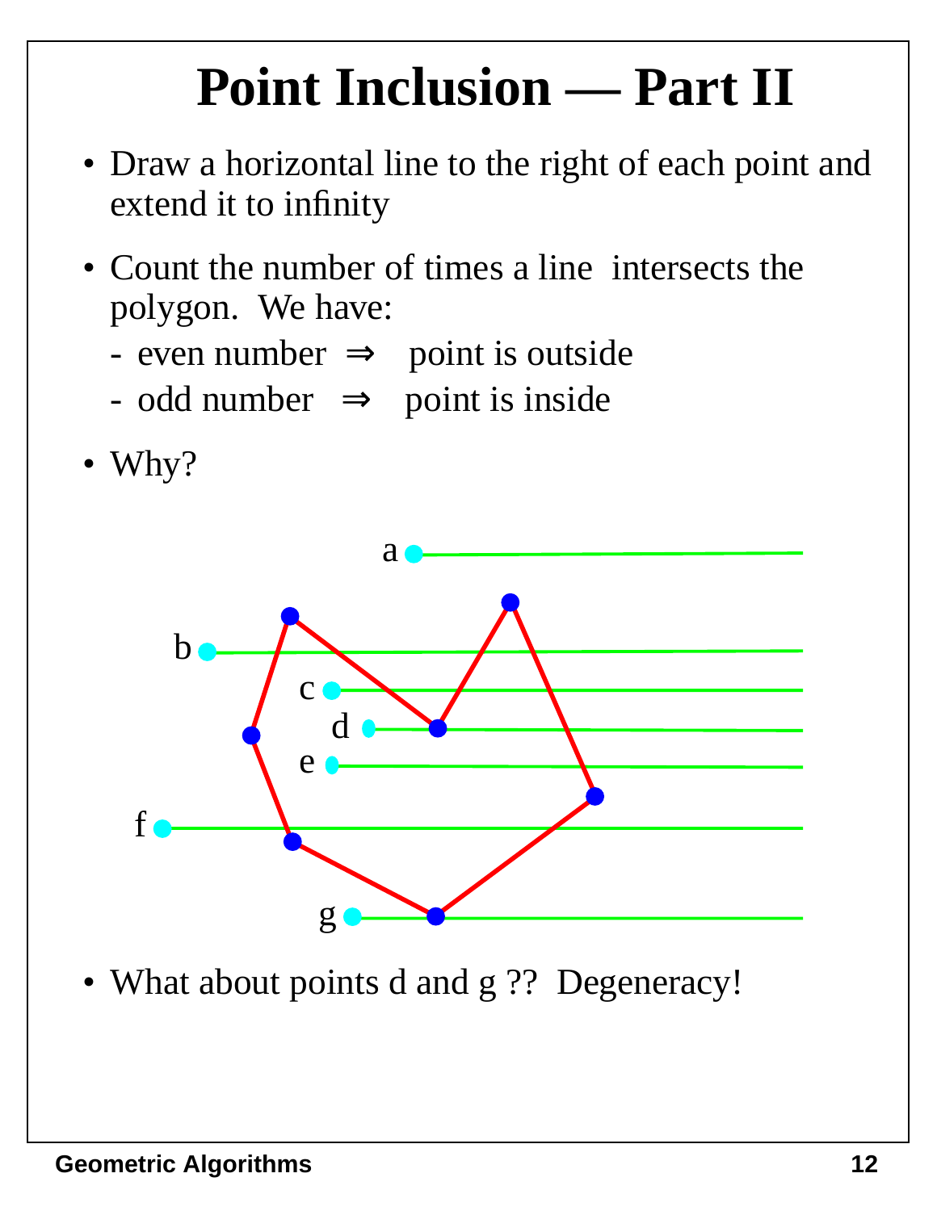# Point Inclusion — Part II

- Draw a horizontal line to the right of each point and extend it to infinity
- Count the number of times a line intersects the polygon. We have:
  - even number ⇒ point is outside
  - odd number ⇒ point is inside
- Why?

a

b

c

d

e

f

g

- What about points d and g ?? Degeneracy!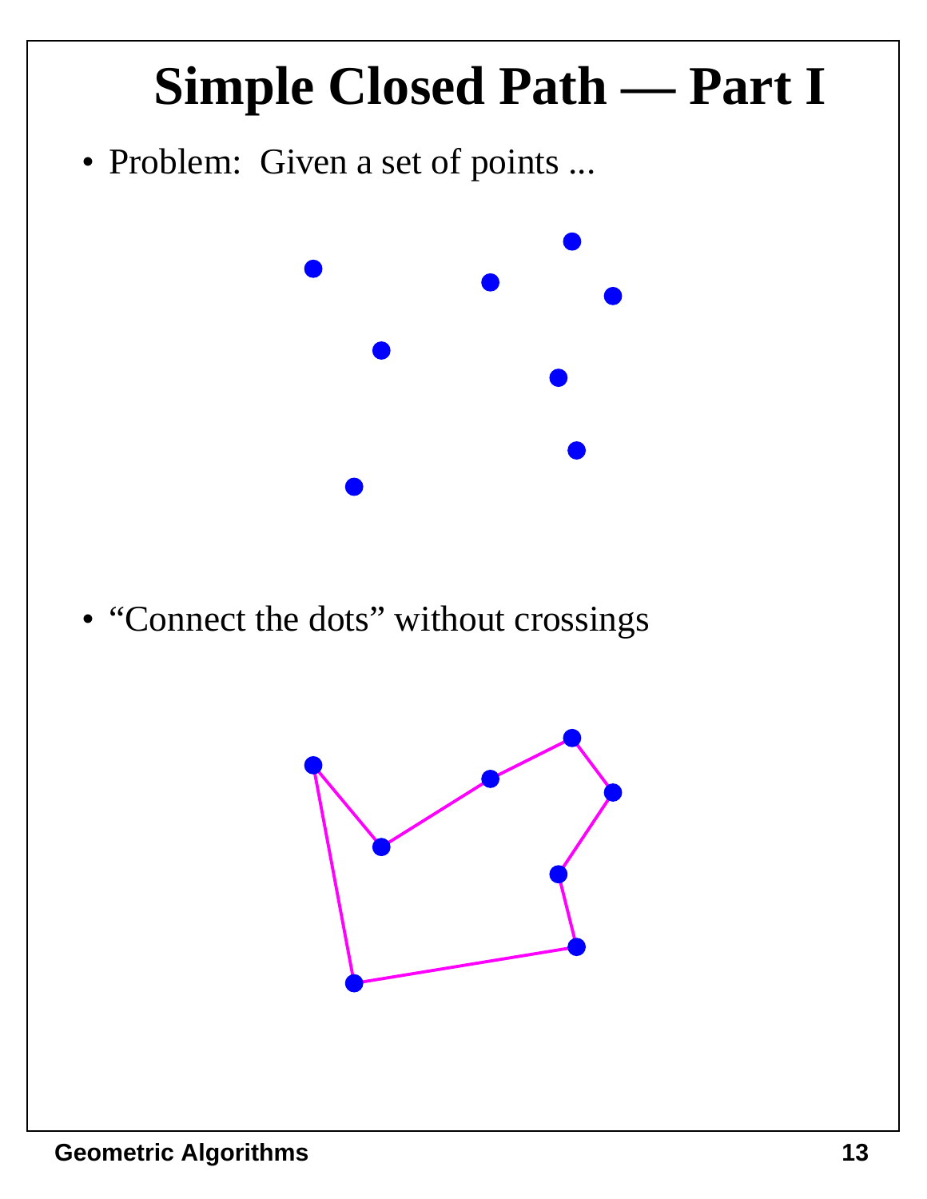# Simple Closed Path — Part I

- Problem: Given a set of points ...

- "Connect the dots" without crossings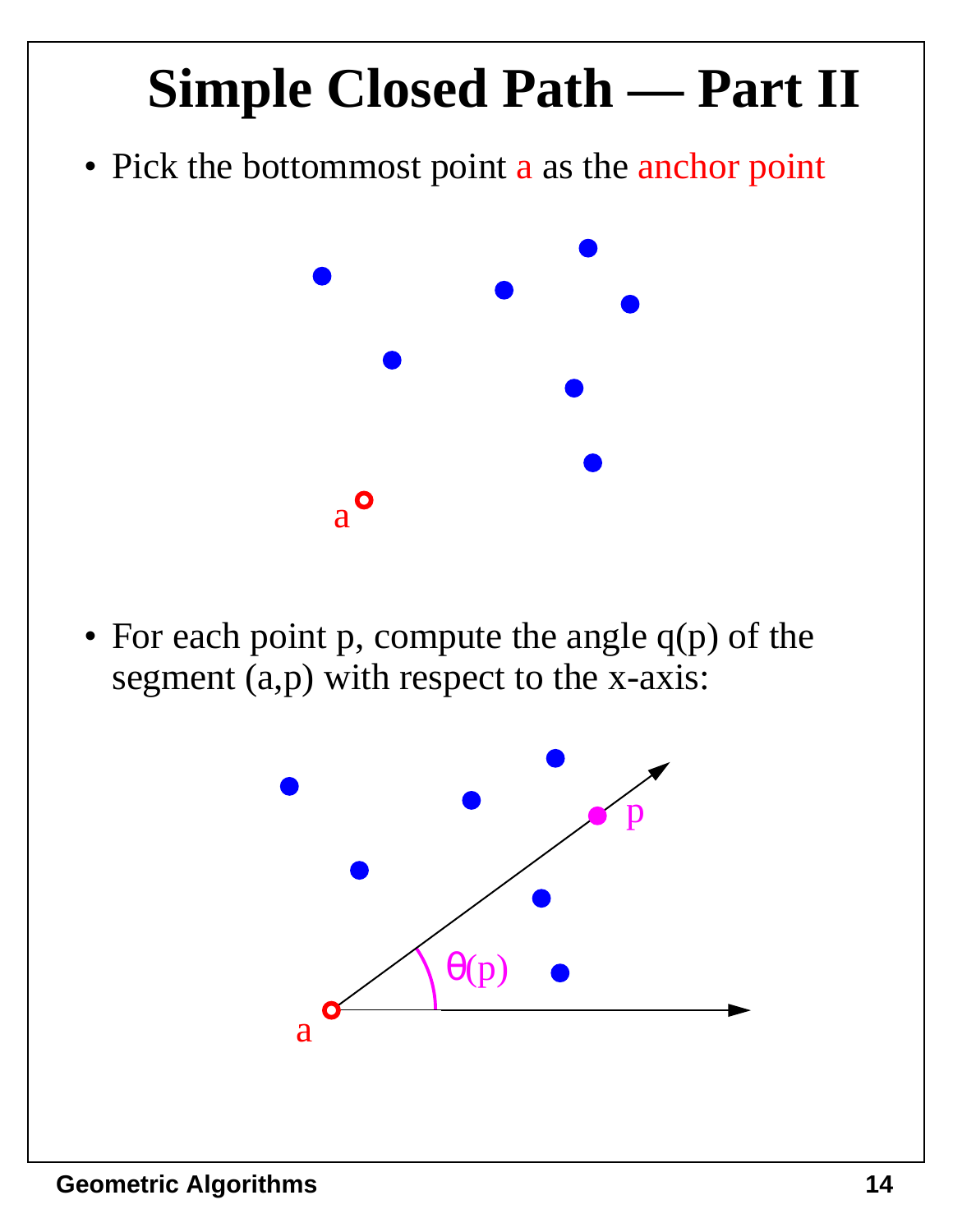# Simple Closed Path — Part II

- Pick the bottommost point a as the anchor point

- For each point p, compute the angle q(p) of the segment (a,p) with respect to the x-axis: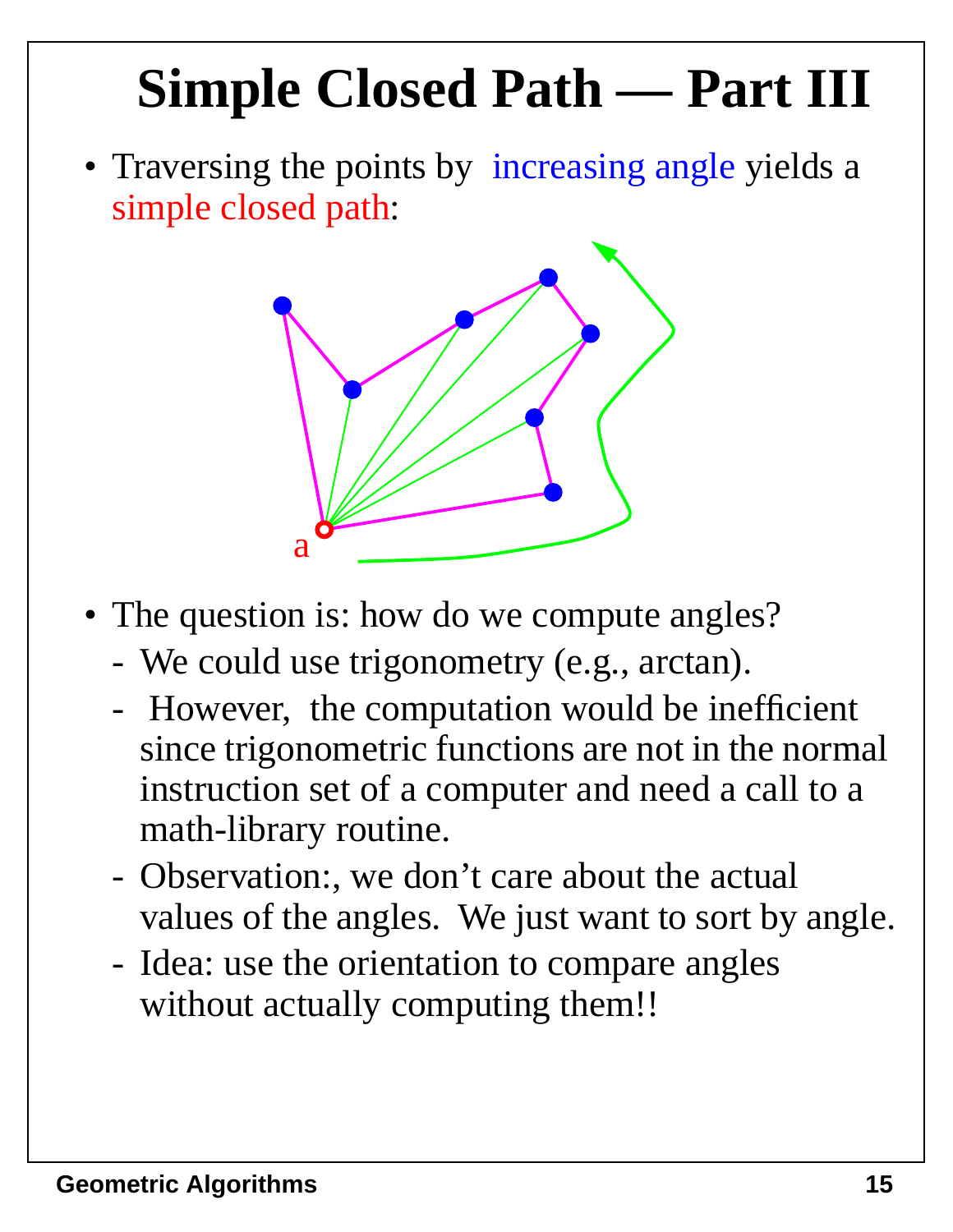# Simple Closed Path — Part III

- Traversing the points by increasing angle yields a simple closed path:

a

- The question is: how do we compute angles?
  - We could use trigonometry (e.g., arctan).
  - However, the computation would be inefficient since trigonometric functions are not in the normal instruction set of a computer and need a call to a math-library routine.
  - Observation:, we don't care about the actual values of the angles. We just want to sort by angle.
  - Idea: use the orientation to compare angles without actually computing them!!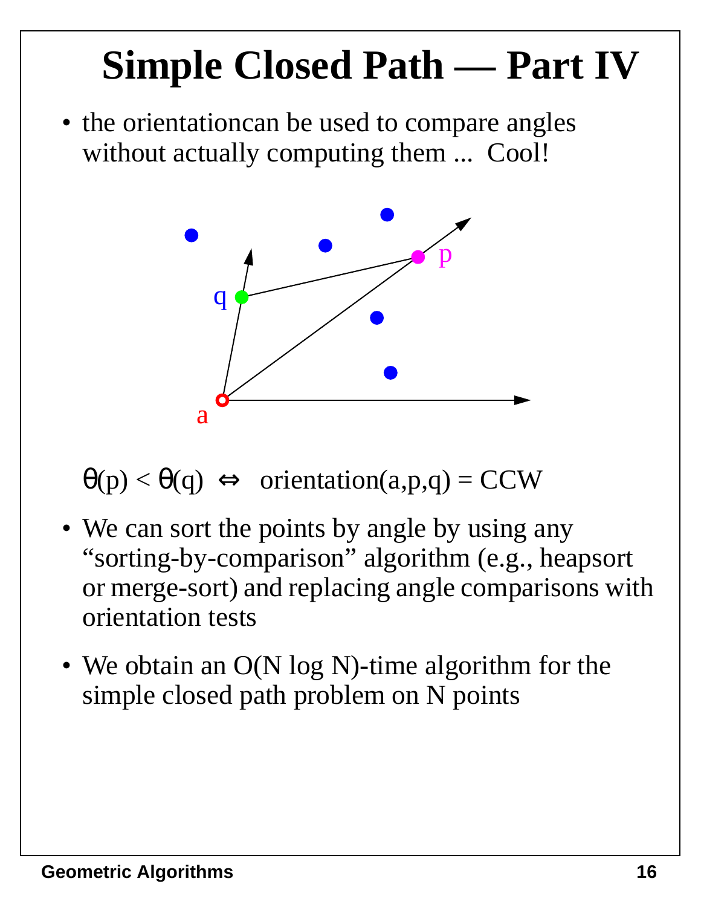# Simple Closed Path — Part IV

- the orientationcan be used to compare angles without actually computing them ... Cool!

$\theta(p) < \theta(q) \Leftrightarrow$ orientation(a,p,q) = CCW

- We can sort the points by angle by using any “sorting-by-comparison” algorithm (e.g., heapsort or merge-sort) and replacing angle comparisons with orientation tests
- We obtain an O(N log N)-time algorithm for the simple closed path problem on N points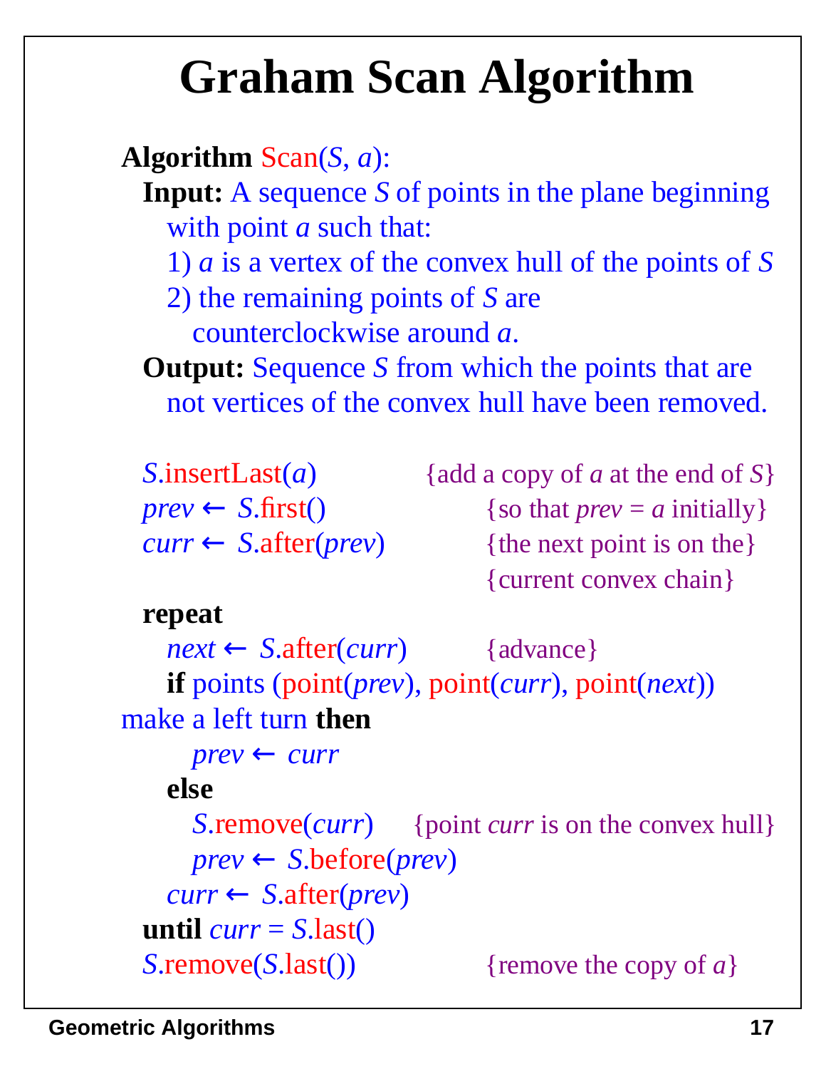# Graham Scan Algorithm

**Algorithm** Scan(*S*, *a*):

**Input:** A sequence *S* of points in the plane beginning with point *a* such that:

1) *a* is a vertex of the convex hull of the points of *S*
2) the remaining points of *S* are counterclockwise around *a*.

**Output:** Sequence *S* from which the points that are not vertices of the convex hull have been removed.

```
S.insertLast(a)              {add a copy of a at the end of S}
prev ← S.first()             {so that prev = a initially}
curr ← S.after(prev)         {the next point is on the}
                             {current convex chain}
repeat
  next ← S.after(curr)       {advance}
  if points (point(prev), point(curr), point(next))
make a left turn then
    prev ← curr
  else
    S.remove(curr)           {point curr is on the convex hull}
    prev ← S.before(prev)
  curr ← S.after(prev)
until curr = S.last()
S.remove(S.last())           {remove the copy of a}
```